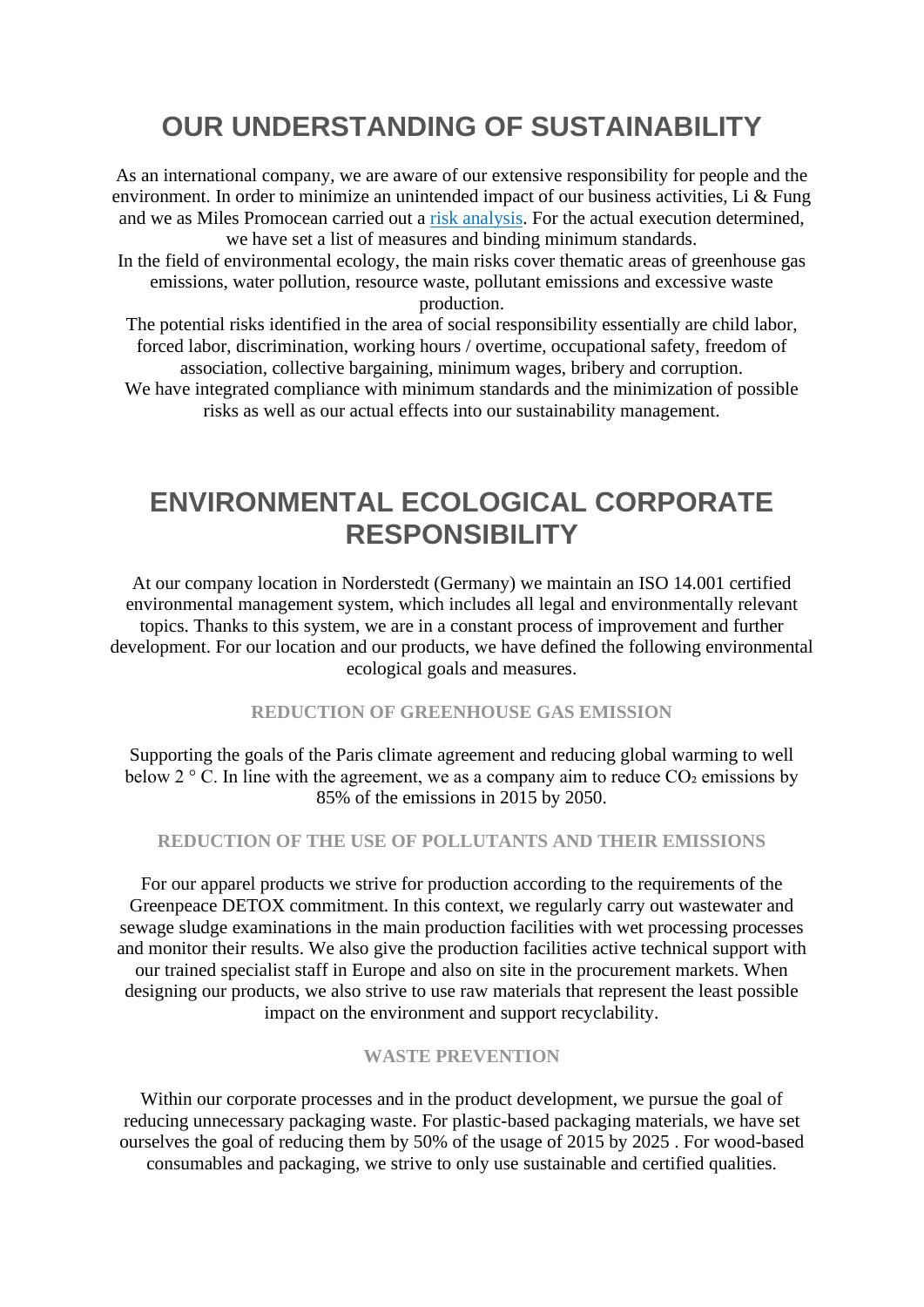# OUR UNDERSTANDING OF SUSTAINABILITY

As an international company, we are aware of our extensive responsibility for people and the environment. In order to minimize an unintended impact of our business activities, Li & Fung and we as Miles Promocean carried out a [risk analysis](). For the actual execution determined, we have set a list of measures and binding minimum standards.
In the field of environmental ecology, the main risks cover thematic areas of greenhouse gas emissions, water pollution, resource waste, pollutant emissions and excessive waste production.
The potential risks identified in the area of social responsibility essentially are child labor, forced labor, discrimination, working hours / overtime, occupational safety, freedom of association, collective bargaining, minimum wages, bribery and corruption.
We have integrated compliance with minimum standards and the minimization of possible risks as well as our actual effects into our sustainability management.

# ENVIRONMENTAL ECOLOGICAL CORPORATE RESPONSIBILITY

At our company location in Norderstedt (Germany) we maintain an ISO 14.001 certified environmental management system, which includes all legal and environmentally relevant topics. Thanks to this system, we are in a constant process of improvement and further development. For our location and our products, we have defined the following environmental ecological goals and measures.

### REDUCTION OF GREENHOUSE GAS EMISSION

Supporting the goals of the Paris climate agreement and reducing global warming to well below 2 ° C. In line with the agreement, we as a company aim to reduce $CO_2$ emissions by 85% of the emissions in 2015 by 2050.

### REDUCTION OF THE USE OF POLLUTANTS AND THEIR EMISSIONS

For our apparel products we strive for production according to the requirements of the Greenpeace DETOX commitment. In this context, we regularly carry out wastewater and sewage sludge examinations in the main production facilities with wet processing processes and monitor their results. We also give the production facilities active technical support with our trained specialist staff in Europe and also on site in the procurement markets. When designing our products, we also strive to use raw materials that represent the least possible impact on the environment and support recyclability.

### WASTE PREVENTION

Within our corporate processes and in the product development, we pursue the goal of reducing unnecessary packaging waste. For plastic-based packaging materials, we have set ourselves the goal of reducing them by 50% of the usage of 2015 by 2025 . For wood-based consumables and packaging, we strive to only use sustainable and certified qualities.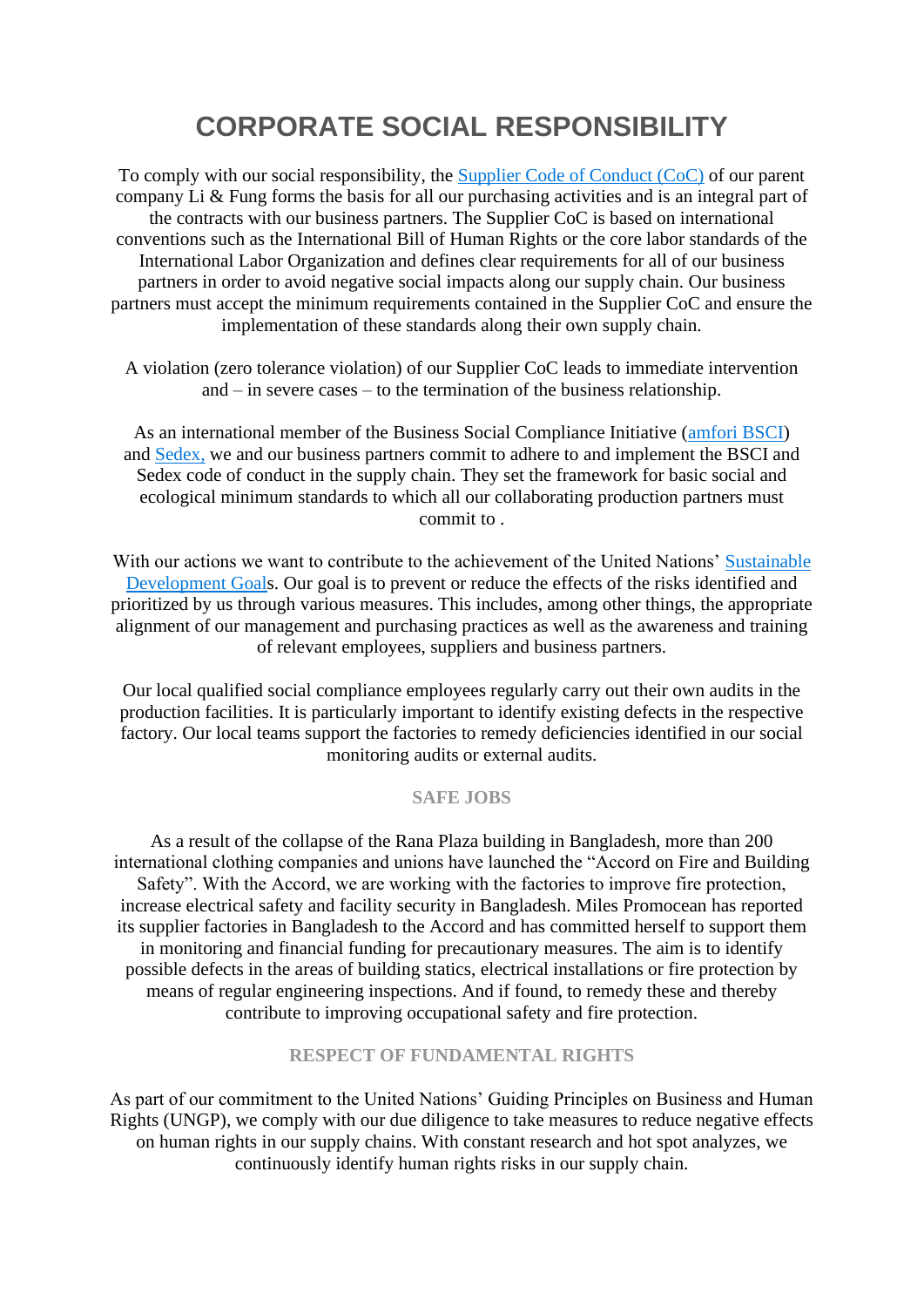# CORPORATE SOCIAL RESPONSIBILITY

To comply with our social responsibility, the Supplier Code of Conduct (CoC) of our parent company Li & Fung forms the basis for all our purchasing activities and is an integral part of the contracts with our business partners. The Supplier CoC is based on international conventions such as the International Bill of Human Rights or the core labor standards of the International Labor Organization and defines clear requirements for all of our business partners in order to avoid negative social impacts along our supply chain. Our business partners must accept the minimum requirements contained in the Supplier CoC and ensure the implementation of these standards along their own supply chain.

A violation (zero tolerance violation) of our Supplier CoC leads to immediate intervention and – in severe cases – to the termination of the business relationship.

As an international member of the Business Social Compliance Initiative (amfori BSCI) and Sedex, we and our business partners commit to adhere to and implement the BSCI and Sedex code of conduct in the supply chain. They set the framework for basic social and ecological minimum standards to which all our collaborating production partners must commit to .

With our actions we want to contribute to the achievement of the United Nations' Sustainable Development Goals. Our goal is to prevent or reduce the effects of the risks identified and prioritized by us through various measures. This includes, among other things, the appropriate alignment of our management and purchasing practices as well as the awareness and training of relevant employees, suppliers and business partners.

Our local qualified social compliance employees regularly carry out their own audits in the production facilities. It is particularly important to identify existing defects in the respective factory. Our local teams support the factories to remedy deficiencies identified in our social monitoring audits or external audits.

### SAFE JOBS

As a result of the collapse of the Rana Plaza building in Bangladesh, more than 200 international clothing companies and unions have launched the "Accord on Fire and Building Safety". With the Accord, we are working with the factories to improve fire protection, increase electrical safety and facility security in Bangladesh. Miles Promocean has reported its supplier factories in Bangladesh to the Accord and has committed herself to support them in monitoring and financial funding for precautionary measures. The aim is to identify possible defects in the areas of building statics, electrical installations or fire protection by means of regular engineering inspections. And if found, to remedy these and thereby contribute to improving occupational safety and fire protection.

### RESPECT OF FUNDAMENTAL RIGHTS

As part of our commitment to the United Nations' Guiding Principles on Business and Human Rights (UNGP), we comply with our due diligence to take measures to reduce negative effects on human rights in our supply chains. With constant research and hot spot analyzes, we continuously identify human rights risks in our supply chain.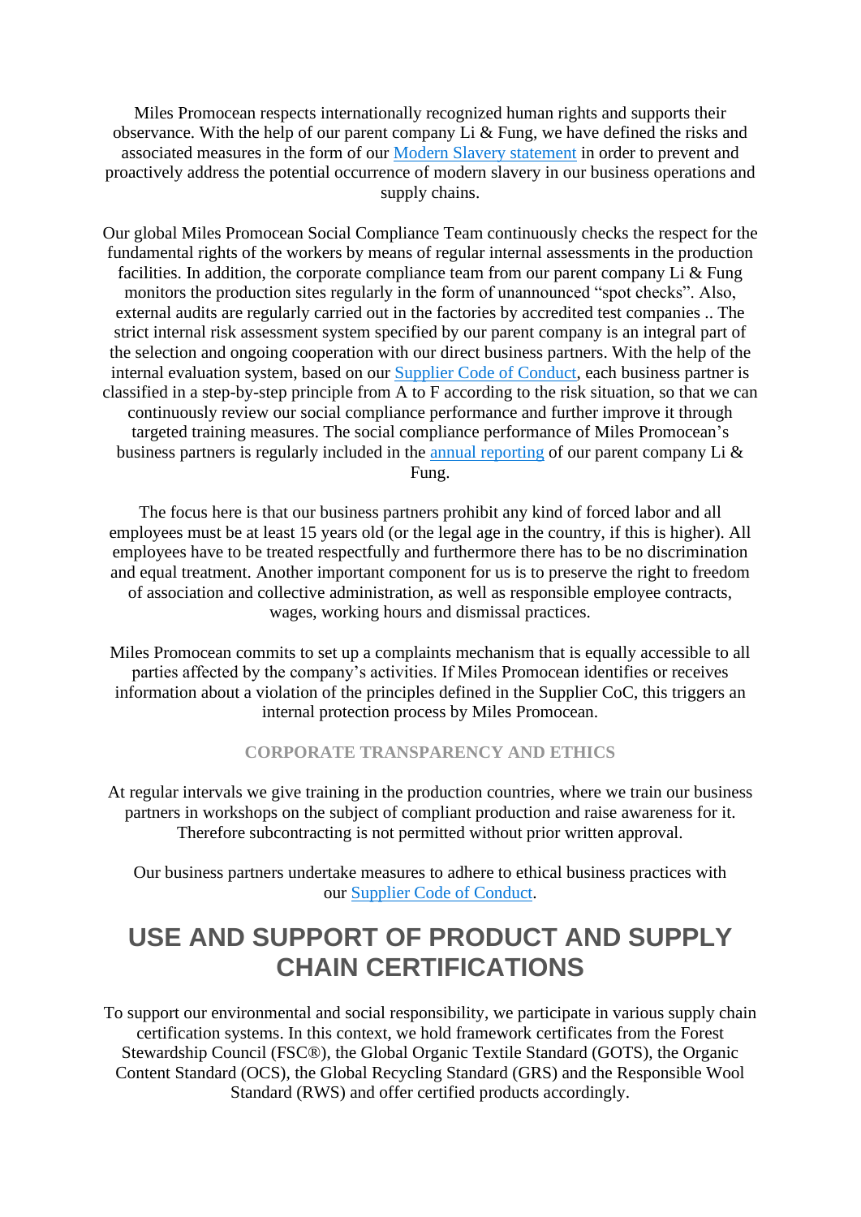Miles Promocean respects internationally recognized human rights and supports their observance. With the help of our parent company Li & Fung, we have defined the risks and associated measures in the form of our Modern Slavery statement in order to prevent and proactively address the potential occurrence of modern slavery in our business operations and supply chains.

Our global Miles Promocean Social Compliance Team continuously checks the respect for the fundamental rights of the workers by means of regular internal assessments in the production facilities. In addition, the corporate compliance team from our parent company Li & Fung monitors the production sites regularly in the form of unannounced "spot checks". Also, external audits are regularly carried out in the factories by accredited test companies .. The strict internal risk assessment system specified by our parent company is an integral part of the selection and ongoing cooperation with our direct business partners. With the help of the internal evaluation system, based on our Supplier Code of Conduct, each business partner is classified in a step-by-step principle from A to F according to the risk situation, so that we can continuously review our social compliance performance and further improve it through targeted training measures. The social compliance performance of Miles Promocean's business partners is regularly included in the annual reporting of our parent company Li & Fung.

The focus here is that our business partners prohibit any kind of forced labor and all employees must be at least 15 years old (or the legal age in the country, if this is higher). All employees have to be treated respectfully and furthermore there has to be no discrimination and equal treatment. Another important component for us is to preserve the right to freedom of association and collective administration, as well as responsible employee contracts, wages, working hours and dismissal practices.

Miles Promocean commits to set up a complaints mechanism that is equally accessible to all parties affected by the company's activities. If Miles Promocean identifies or receives information about a violation of the principles defined in the Supplier CoC, this triggers an internal protection process by Miles Promocean.

### CORPORATE TRANSPARENCY AND ETHICS

At regular intervals we give training in the production countries, where we train our business partners in workshops on the subject of compliant production and raise awareness for it. Therefore subcontracting is not permitted without prior written approval.

Our business partners undertake measures to adhere to ethical business practices with our Supplier Code of Conduct.

## USE AND SUPPORT OF PRODUCT AND SUPPLY CHAIN CERTIFICATIONS

To support our environmental and social responsibility, we participate in various supply chain certification systems. In this context, we hold framework certificates from the Forest Stewardship Council (FSC®), the Global Organic Textile Standard (GOTS), the Organic Content Standard (OCS), the Global Recycling Standard (GRS) and the Responsible Wool Standard (RWS) and offer certified products accordingly.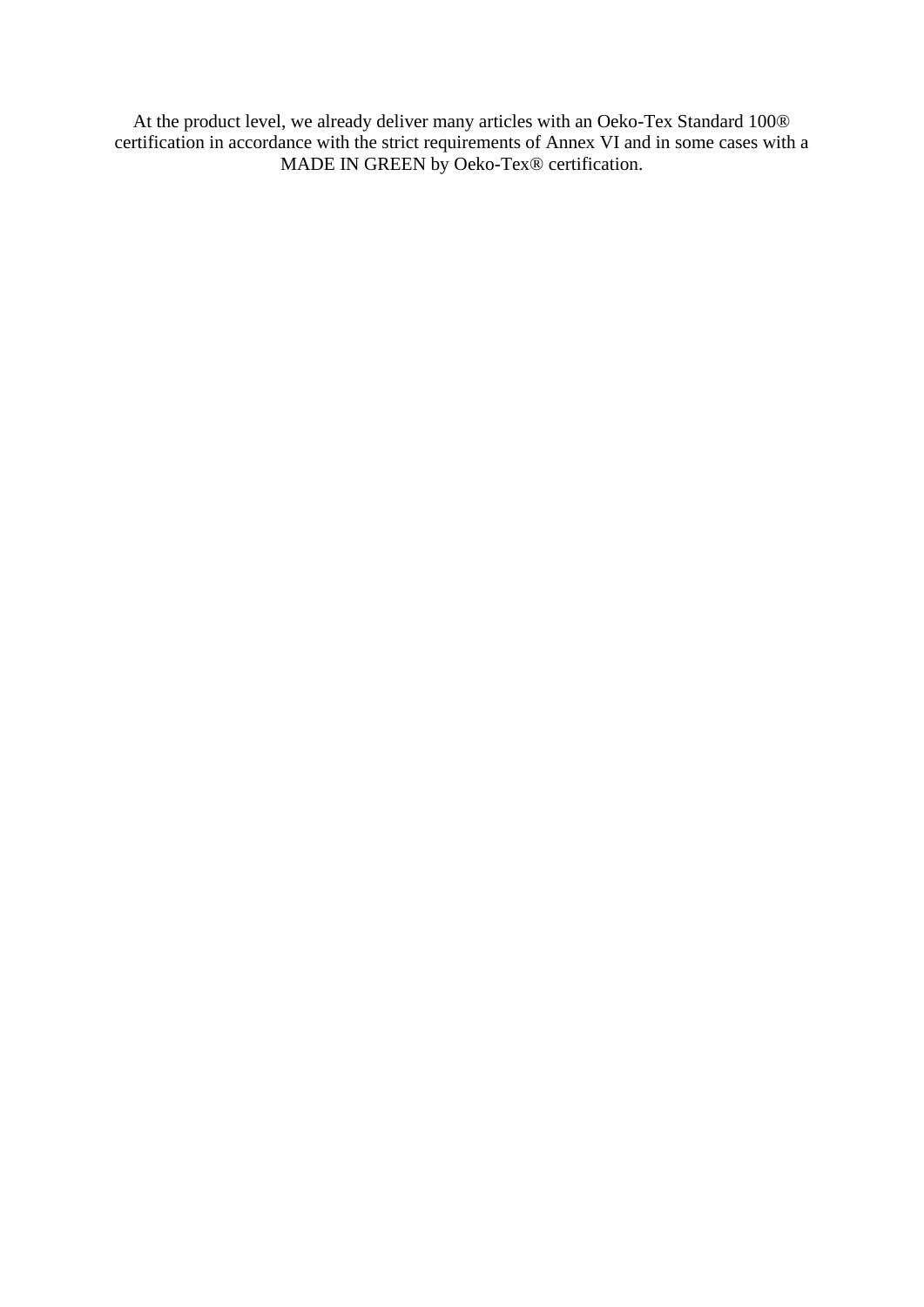At the product level, we already deliver many articles with an Oeko-Tex Standard 100® certification in accordance with the strict requirements of Annex VI and in some cases with a MADE IN GREEN by Oeko-Tex® certification.